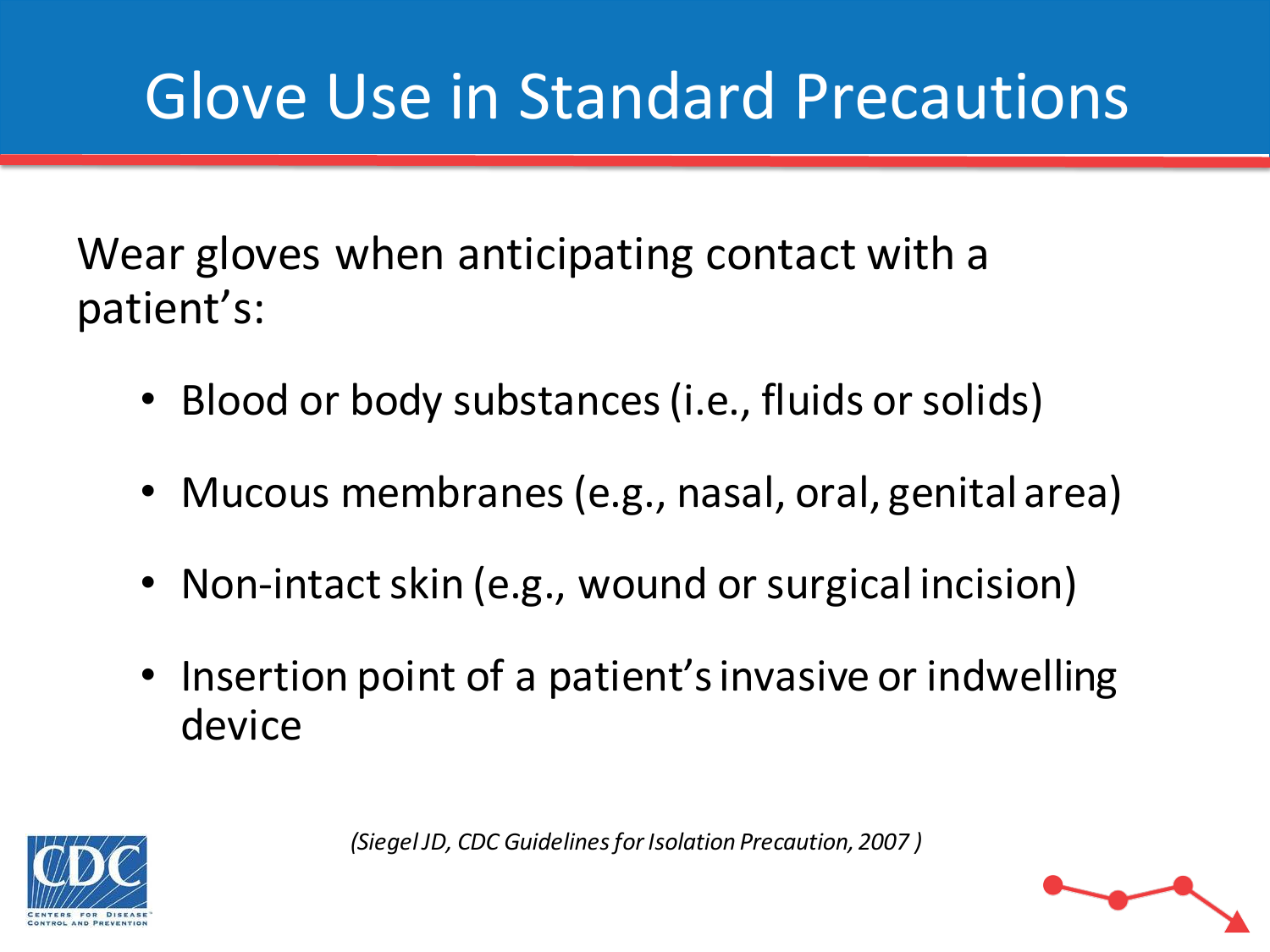# Glove Use in Standard Precautions

Wear gloves when anticipating contact with a patient's:

- Blood or body substances (i.e., fluids or solids)
- Mucous membranes (e.g., nasal, oral, genital area)
- Non-intact skin (e.g., wound or surgical incision)
- Insertion point of a patient's invasive or indwelling device

*(Siegel JD, CDC Guidelines for Isolation Precaution, 2007 )*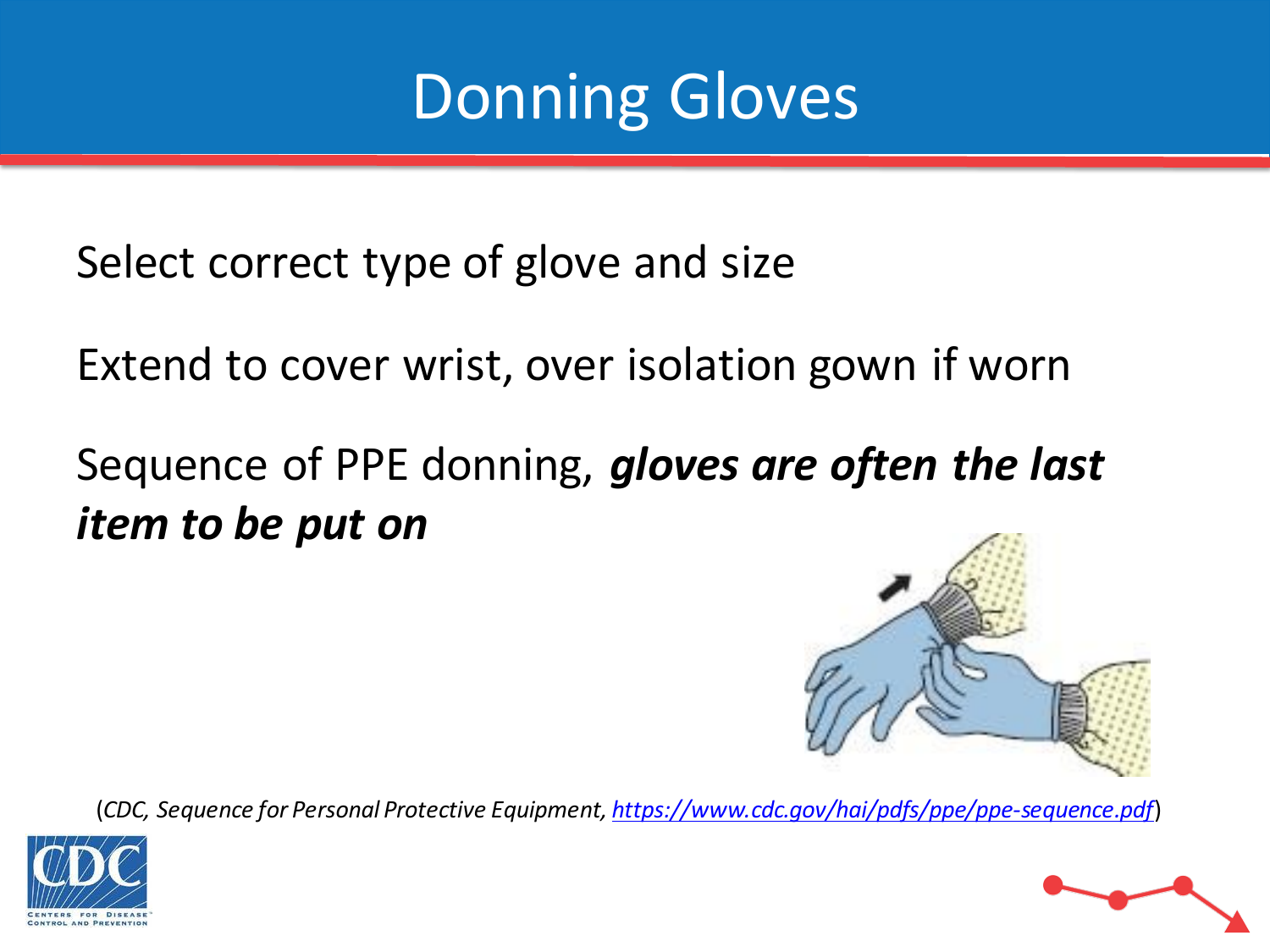# Donning Gloves

Select correct type of glove and size

Extend to cover wrist, over isolation gown if worn

Sequence of PPE donning, ***gloves are often the last item to be put on***

(*CDC, Sequence for Personal Protective Equipment, https://www.cdc.gov/hai/pdfs/ppe/ppe-sequence.pdf*)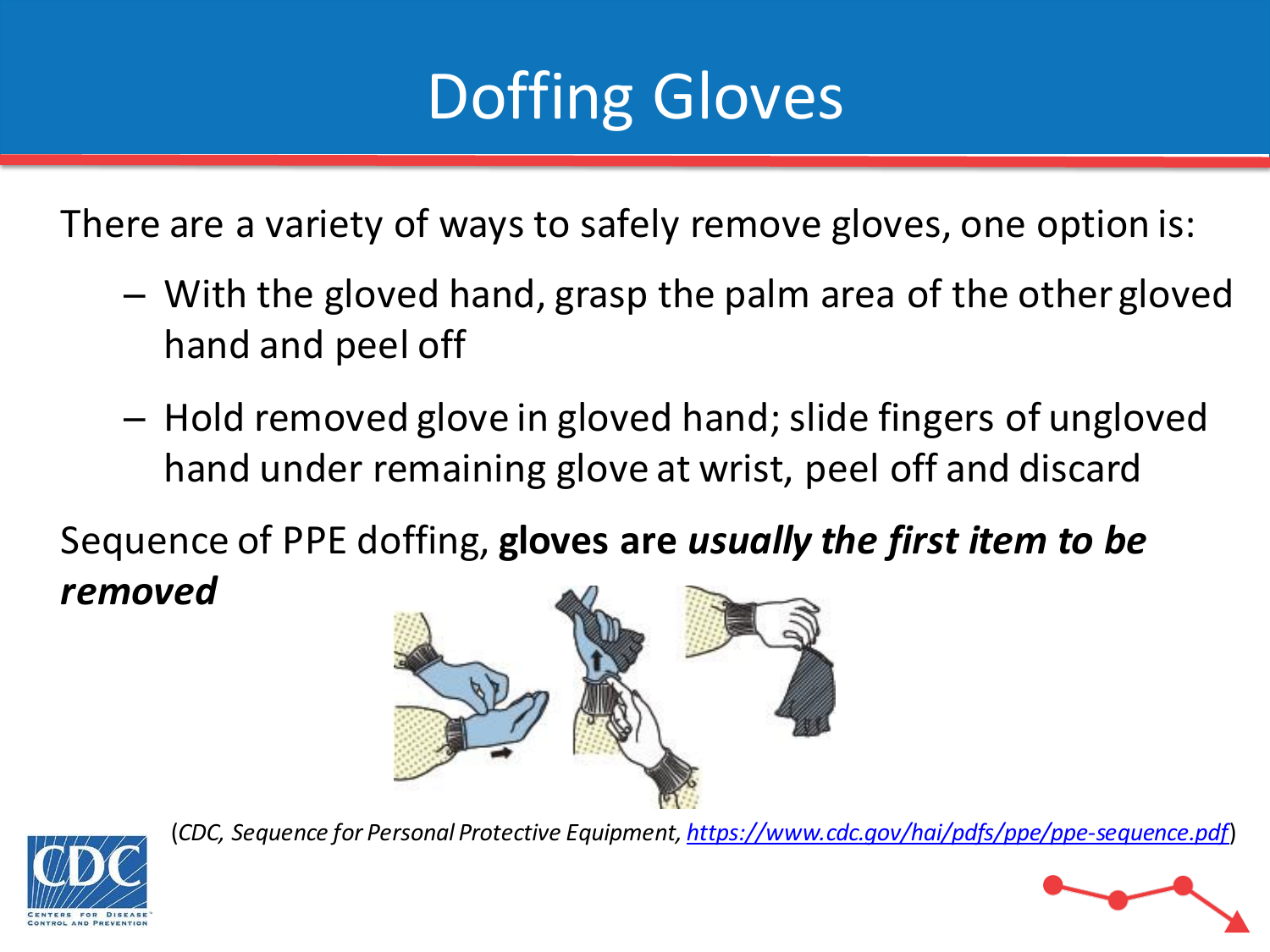# Doffing Gloves

There are a variety of ways to safely remove gloves, one option is:

- With the gloved hand, grasp the palm area of the other gloved hand and peel off
- Hold removed glove in gloved hand; slide fingers of ungloved hand under remaining glove at wrist, peel off and discard

Sequence of PPE doffing, **gloves are *usually the first item to be removed***

(*CDC, Sequence for Personal Protective Equipment, https://www.cdc.gov/hai/pdfs/ppe/ppe-sequence.pdf*)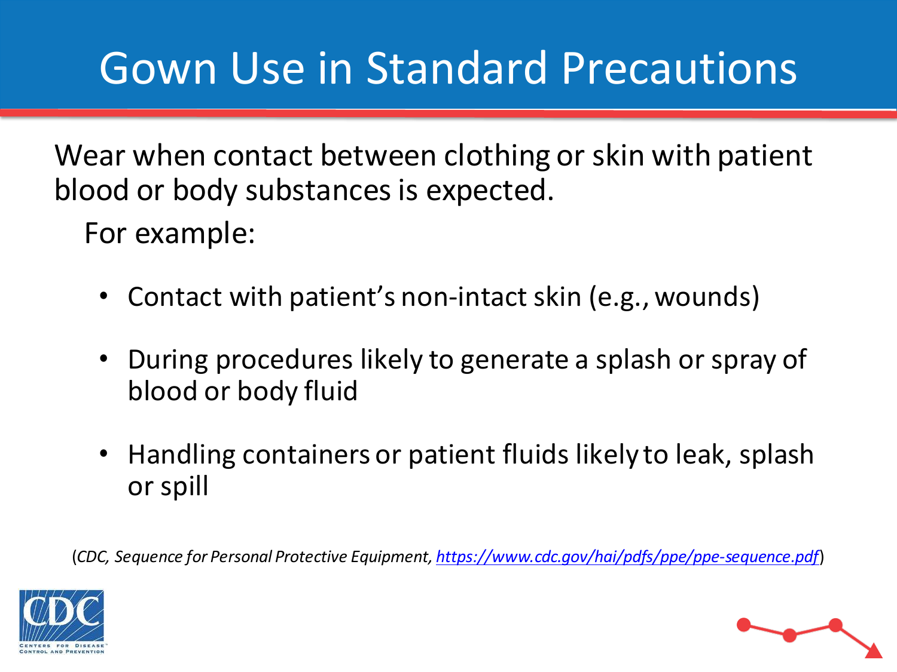# Gown Use in Standard Precautions

Wear when contact between clothing or skin with patient blood or body substances is expected.

For example:

- Contact with patient's non-intact skin (e.g., wounds)
- During procedures likely to generate a splash or spray of blood or body fluid
- Handling containers or patient fluids likely to leak, splash or spill

(*CDC, Sequence for Personal Protective Equipment, [https://www.cdc.gov/hai/pdfs/ppe/ppe-sequence.pdf](https://www.cdc.gov/hai/pdfs/ppe/ppe-sequence.pdf)*)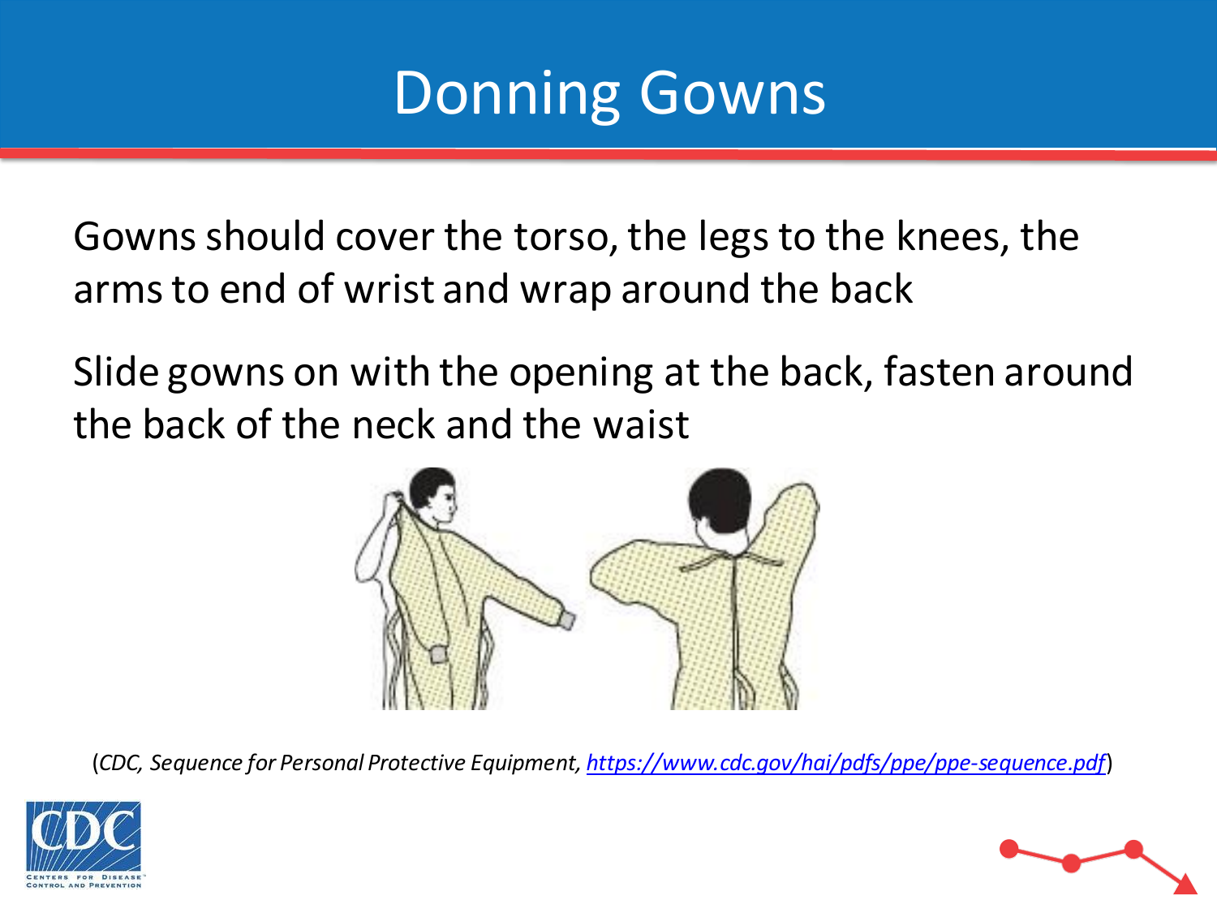# Donning Gowns

Gowns should cover the torso, the legs to the knees, the arms to end of wrist and wrap around the back

Slide gowns on with the opening at the back, fasten around the back of the neck and the waist

(*CDC, Sequence for Personal Protective Equipment, https://www.cdc.gov/hai/pdfs/ppe/ppe-sequence.pdf*)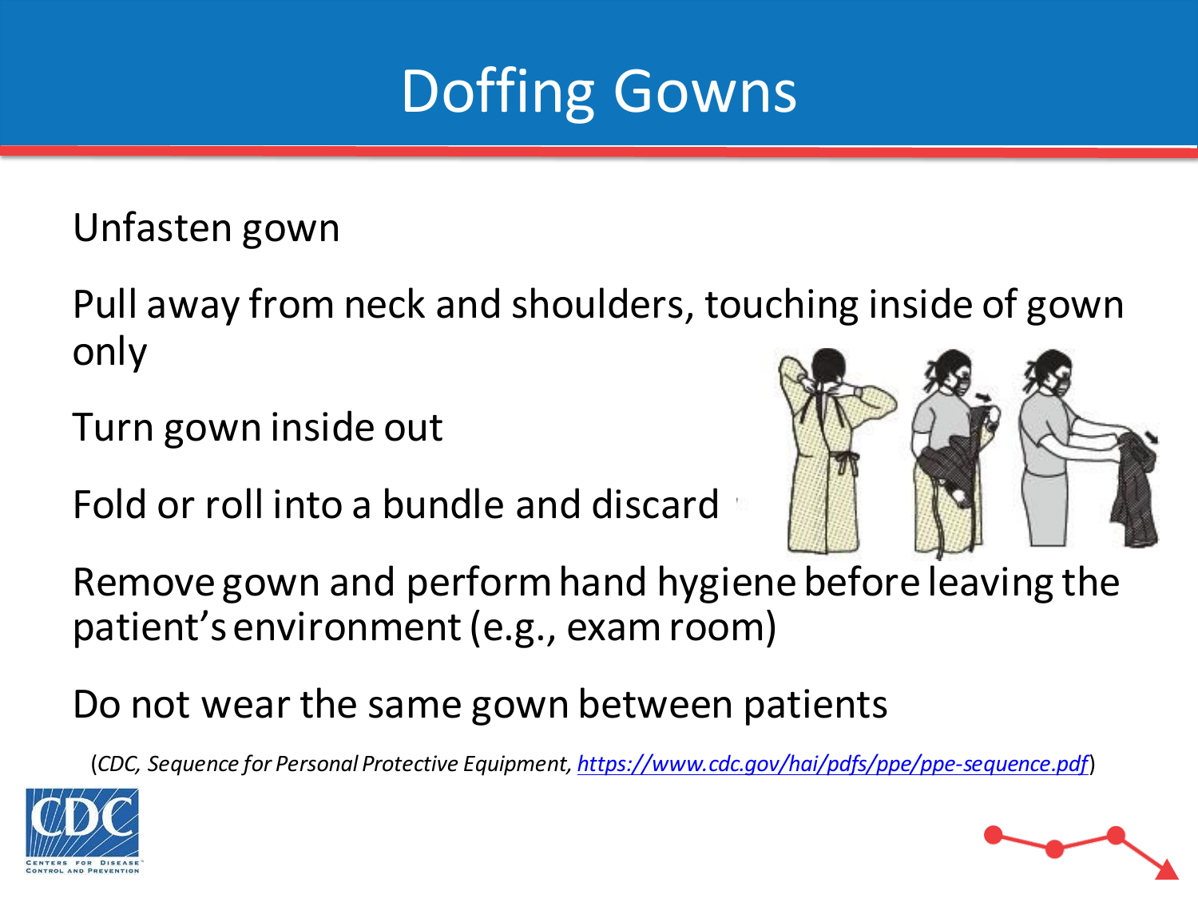# Doffing Gowns

Unfasten gown

Pull away from neck and shoulders, touching inside of gown only

Turn gown inside out

Fold or roll into a bundle and discard

Remove gown and perform hand hygiene before leaving the patient's environment (e.g., exam room)

Do not wear the same gown between patients

(*CDC, Sequence for Personal Protective Equipment, https://www.cdc.gov/hai/pdfs/ppe/ppe-sequence.pdf*)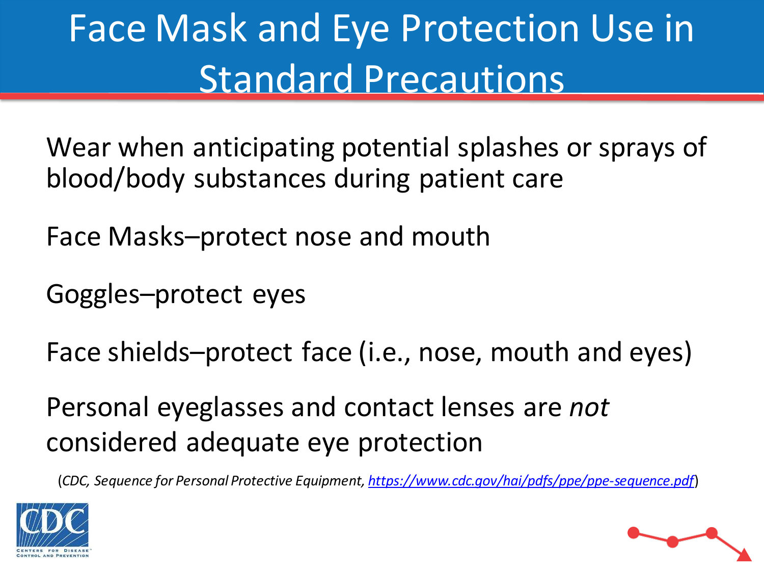# Face Mask and Eye Protection Use in Standard Precautions

Wear when anticipating potential splashes or sprays of blood/body substances during patient care

Face Masks–protect nose and mouth

Goggles–protect eyes

Face shields–protect face (i.e., nose, mouth and eyes)

Personal eyeglasses and contact lenses are *not* considered adequate eye protection

(*CDC, Sequence for Personal Protective Equipment, https://www.cdc.gov/hai/pdfs/ppe/ppe-sequence.pdf*)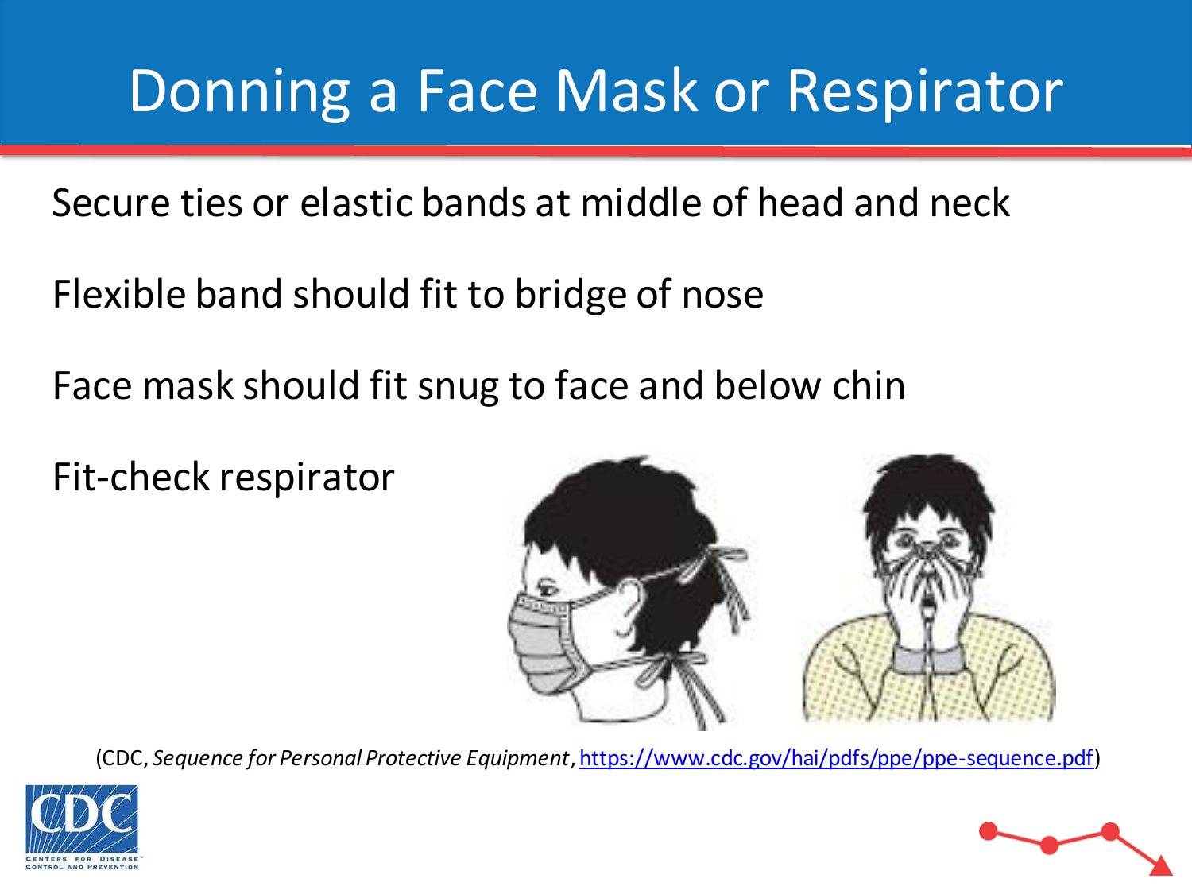# Donning a Face Mask or Respirator

Secure ties or elastic bands at middle of head and neck

Flexible band should fit to bridge of nose

Face mask should fit snug to face and below chin

Fit-check respirator

(CDC, *Sequence for Personal Protective Equipment*, https://www.cdc.gov/hai/pdfs/ppe/ppe-sequence.pdf)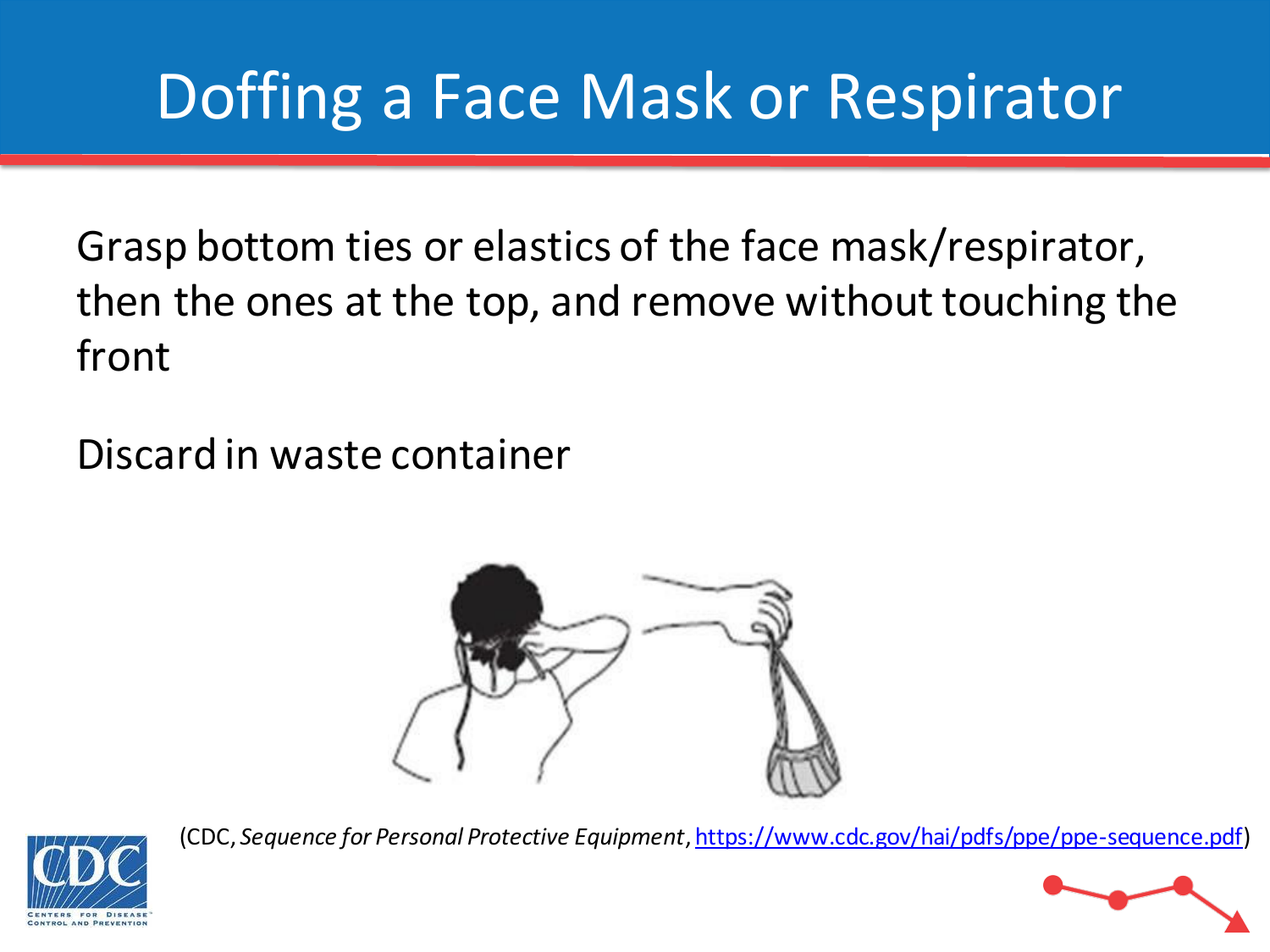# Doffing a Face Mask or Respirator

Grasp bottom ties or elastics of the face mask/respirator, then the ones at the top, and remove without touching the front

Discard in waste container

(CDC, *Sequence for Personal Protective Equipment*, https://www.cdc.gov/hai/pdfs/ppe/ppe-sequence.pdf)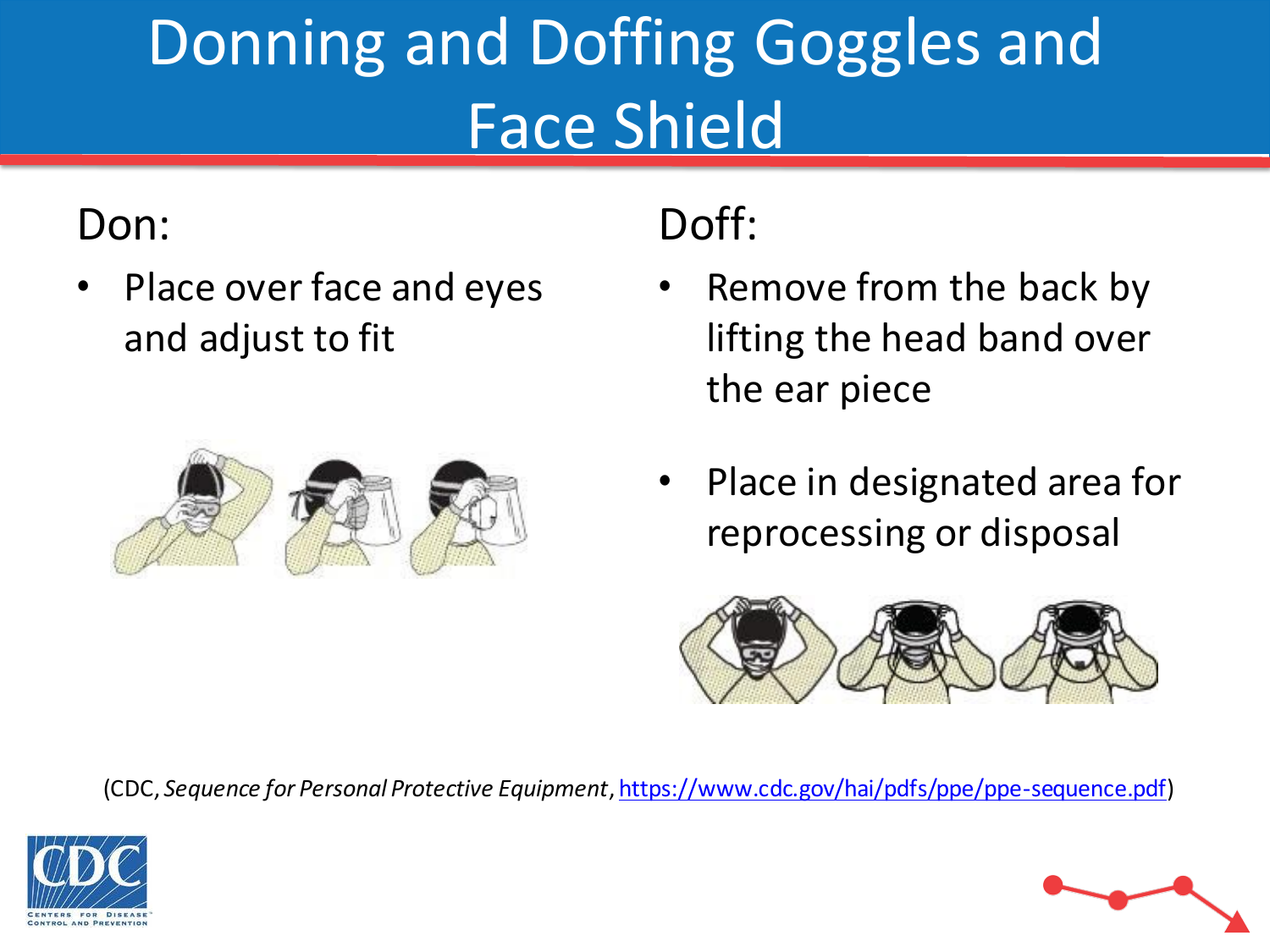# Donning and Doffing Goggles and Face Shield

Don:

- Place over face and eyes and adjust to fit

Doff:

- Remove from the back by lifting the head band over the ear piece
- Place in designated area for reprocessing or disposal

(CDC, *Sequence for Personal Protective Equipment*, https://www.cdc.gov/hai/pdfs/ppe/ppe-sequence.pdf)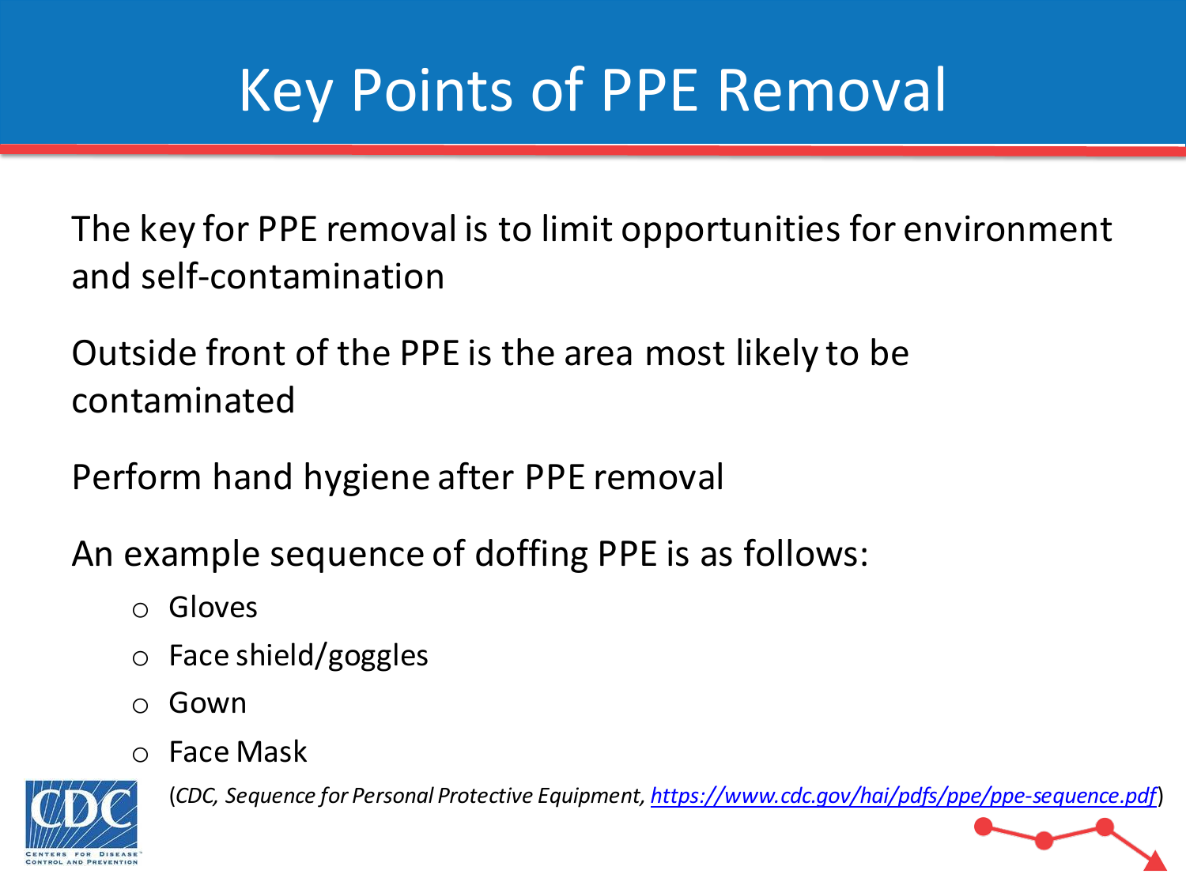# Key Points of PPE Removal

The key for PPE removal is to limit opportunities for environment and self-contamination

Outside front of the PPE is the area most likely to be contaminated

Perform hand hygiene after PPE removal

An example sequence of doffing PPE is as follows:

- Gloves
- Face shield/goggles
- Gown
- Face Mask

(*CDC, Sequence for Personal Protective Equipment, https://www.cdc.gov/hai/pdfs/ppe/ppe-sequence.pdf*)